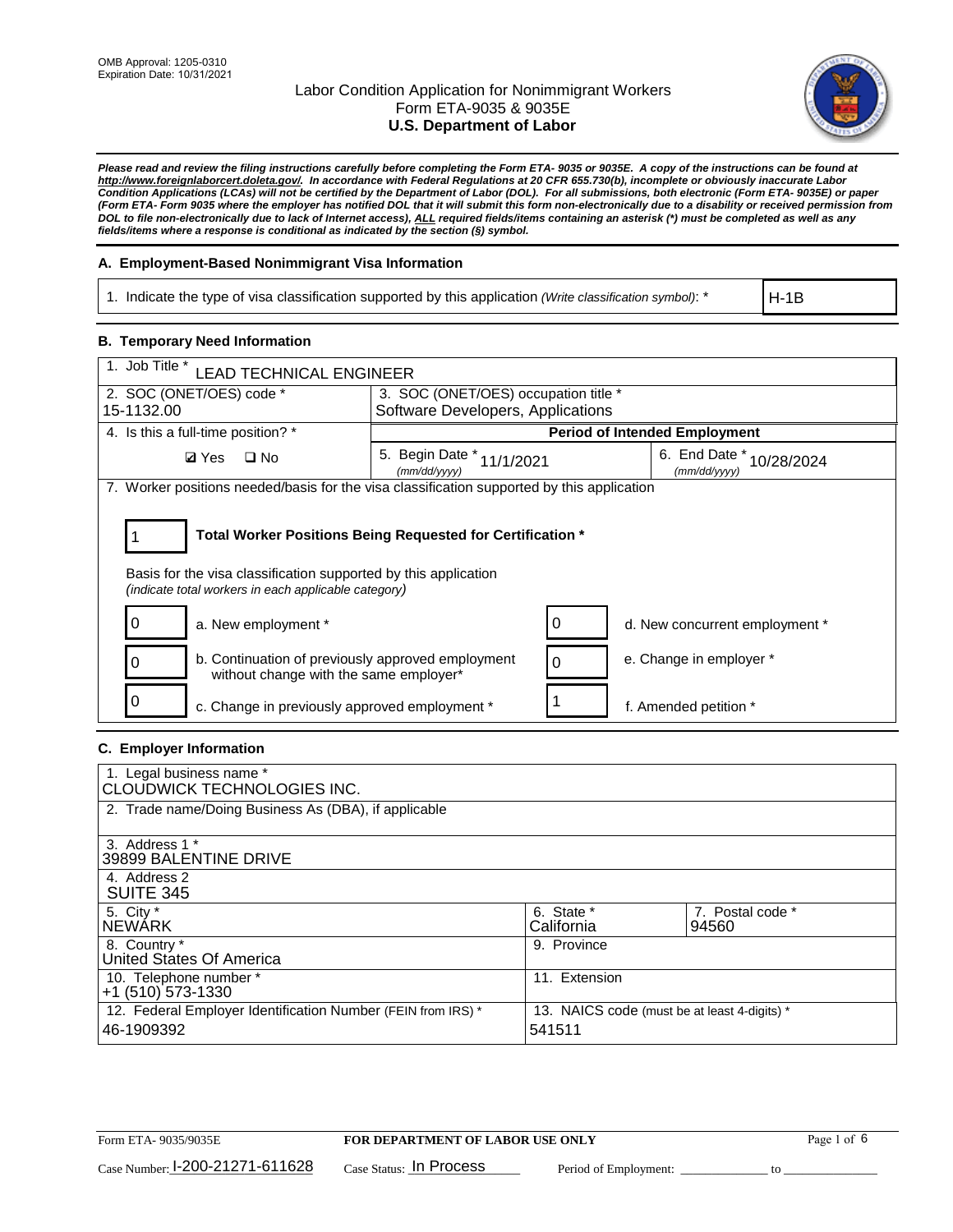OMB Approval: 1205-0310
Expiration Date: 10/31/2021

# Labor Condition Application for Nonimmigrant Workers
## Form ETA-9035 & 9035E
## U.S. Department of Labor

***Please read and review the filing instructions carefully before completing the Form ETA- 9035 or 9035E. A copy of the instructions can be found at http://www.foreignlaborcert.doleta.gov/. In accordance with Federal Regulations at 20 CFR 655.730(b), incomplete or obviously inaccurate Labor Condition Applications (LCAs) will not be certified by the Department of Labor (DOL). For all submissions, both electronic (Form ETA- 9035E) or paper (Form ETA- Form 9035 where the employer has notified DOL that it will submit this form non-electronically due to a disability or received permission from DOL to file non-electronically due to lack of Internet access), ALL required fields/items containing an asterisk (*) must be completed as well as any fields/items where a response is conditional as indicated by the section (§) symbol.***

### A. Employment-Based Nonimmigrant Visa Information

| 1. Indicate the type of visa classification supported by this application *(Write classification symbol)*: * | H-1B |
|---|---|

### B. Temporary Need Information

| 1. Job Title * LEAD TECHNICAL ENGINEER | | |
|---|---|---|
| 2. SOC (ONET/OES) code * 15-1132.00 | 3. SOC (ONET/OES) occupation title * Software Developers, Applications | |
| 4. Is this a full-time position? * | **Period of Intended Employment** | |
| ☑ Yes ☐ No | 5. Begin Date * (mm/dd/yyyy) 11/1/2021 | 6. End Date * (mm/dd/yyyy) 10/28/2024 |

7. Worker positions needed/basis for the visa classification supported by this application

**1** — **Total Worker Positions Being Requested for Certification ***

Basis for the visa classification supported by this application
*(indicate total workers in each applicable category)*

| Count | Category | Count | Category |
|---|---|---|---|
| 0 | a. New employment * | 0 | d. New concurrent employment * |
| 0 | b. Continuation of previously approved employment without change with the same employer* | 0 | e. Change in employer * |
| 0 | c. Change in previously approved employment * | 1 | f. Amended petition * |

### C. Employer Information

| 1. Legal business name * CLOUDWICK TECHNOLOGIES INC. | | |
|---|---|---|
| 2. Trade name/Doing Business As (DBA), if applicable | | |
| 3. Address 1 * 39899 BALENTINE DRIVE | | |
| 4. Address 2 SUITE 345 | | |
| 5. City * NEWARK | 6. State * California | 7. Postal code * 94560 |
| 8. Country * United States Of America | 9. Province | |
| 10. Telephone number * +1 (510) 573-1330 | 11. Extension | |
| 12. Federal Employer Identification Number (FEIN from IRS) * 46-1909392 | 13. NAICS code (must be at least 4-digits) * 541511 | |

Form ETA- 9035/9035E — **FOR DEPARTMENT OF LABOR USE ONLY**

Case Number: I-200-21271-611628 Case Status: In Process Period of Employment: _____________ to _____________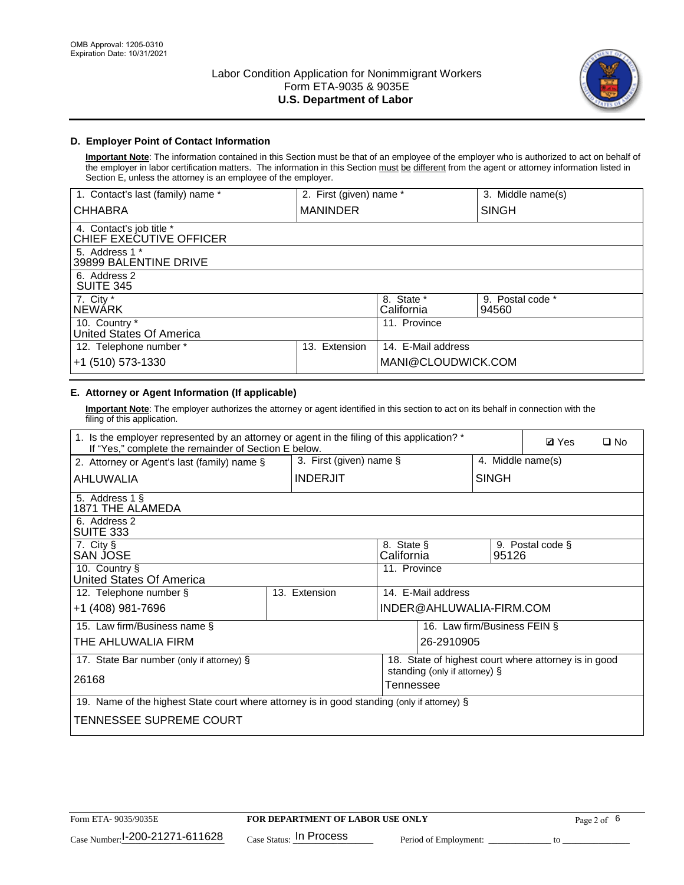## D. Employer Point of Contact Information

**Important Note**: The information contained in this Section must be that of an employee of the employer who is authorized to act on behalf of the employer in labor certification matters. The information in this Section must be different from the agent or attorney information listed in Section E, unless the attorney is an employee of the employer.

| 1. Contact's last (family) name * | 2. First (given) name * | 3. Middle name(s) |
|---|---|---|
| CHHABRA | MANINDER | SINGH |
| 4. Contact's job title * CHIEF EXECUTIVE OFFICER | | |
| 5. Address 1 * 39899 BALENTINE DRIVE | | |
| 6. Address 2 SUITE 345 | | |
| 7. City * NEWARK | 8. State * California | 9. Postal code * 94560 |
| 10. Country * United States Of America | 11. Province | |
| 12. Telephone number * +1 (510) 573-1330 | 13. Extension | 14. E-Mail address MANI@CLOUDWICK.COM |

## E. Attorney or Agent Information (If applicable)

**Important Note**: The employer authorizes the attorney or agent identified in this section to act on its behalf in connection with the filing of this application.

| 1. Is the employer represented by an attorney or agent in the filing of this application? * If "Yes," complete the remainder of Section E below. | | ☑ Yes ☐ No |
|---|---|---|
| 2. Attorney or Agent's last (family) name § | 3. First (given) name § | 4. Middle name(s) |
| AHLUWALIA | INDERJIT | SINGH |
| 5. Address 1 § 1871 THE ALAMEDA | | |
| 6. Address 2 SUITE 333 | | |
| 7. City § SAN JOSE | 8. State § California | 9. Postal code § 95126 |
| 10. Country § United States Of America | 11. Province | |
| 12. Telephone number § +1 (408) 981-7696 | 13. Extension | 14. E-Mail address INDER@AHLUWALIA-FIRM.COM |
| 15. Law firm/Business name § THE AHLUWALIA FIRM | | 16. Law firm/Business FEIN § 26-2910905 |
| 17. State Bar number (only if attorney) § 26168 | | 18. State of highest court where attorney is in good standing (only if attorney) § Tennessee |
| 19. Name of the highest State court where attorney is in good standing (only if attorney) § TENNESSEE SUPREME COURT | | |

Form ETA- 9035/9035E | **FOR DEPARTMENT OF LABOR USE ONLY**

Case Number: I-200-21271-611628 Case Status: In Process Period of Employment: _____________ to _____________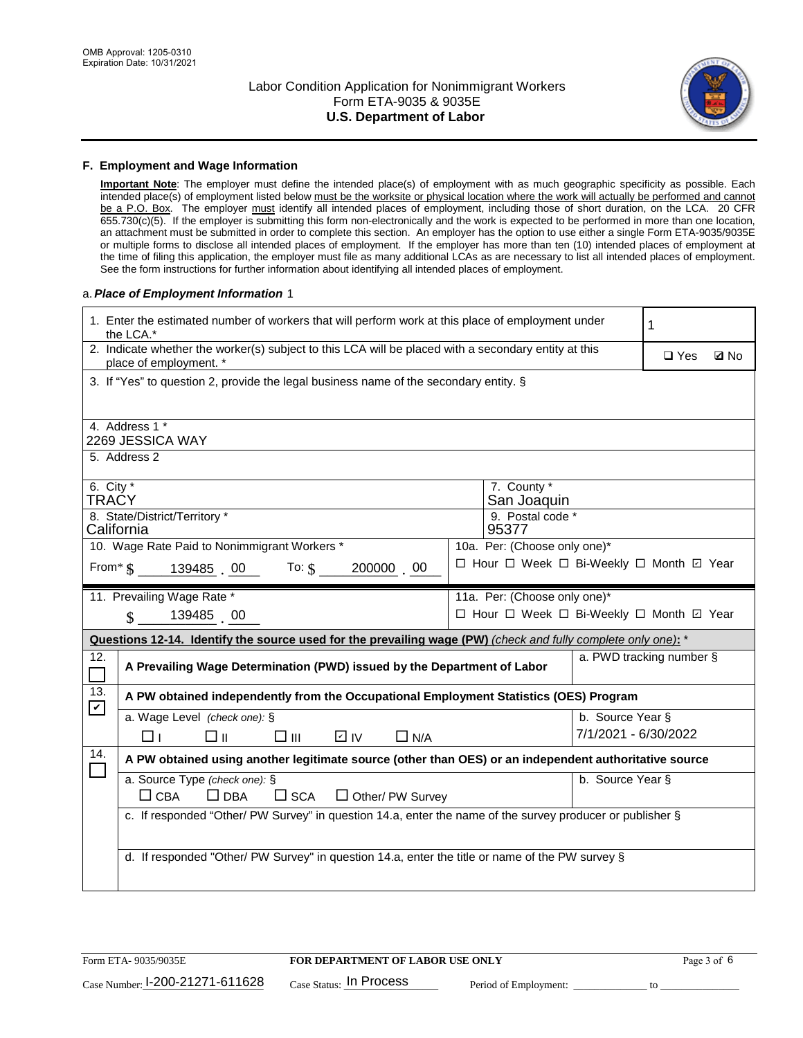## F. Employment and Wage Information

**Important Note**: The employer must define the intended place(s) of employment with as much geographic specificity as possible. Each intended place(s) of employment listed below must be the worksite or physical location where the work will actually be performed and cannot be a P.O. Box. The employer must identify all intended places of employment, including those of short duration, on the LCA. 20 CFR 655.730(c)(5). If the employer is submitting this form non-electronically and the work is expected to be performed in more than one location, an attachment must be submitted in order to complete this section. An employer has the option to use either a single Form ETA-9035/9035E or multiple forms to disclose all intended places of employment. If the employer has more than ten (10) intended places of employment at the time of filing this application, the employer must file as many additional LCAs as are necessary to list all intended places of employment. See the form instructions for further information about identifying all intended places of employment.

a. *Place of Employment Information* 1

| | |
|---|---|
| 1. Enter the estimated number of workers that will perform work at this place of employment under the LCA.* | 1 |
| 2. Indicate whether the worker(s) subject to this LCA will be placed with a secondary entity at this place of employment. * | ☐ Yes ☑ No |
| 3. If "Yes" to question 2, provide the legal business name of the secondary entity. § | |
| 4. Address 1 * 2269 JESSICA WAY | |
| 5. Address 2 | |
| 6. City * TRACY | 7. County * San Joaquin |
| 8. State/District/Territory * California | 9. Postal code * 95377 |
| 10. Wage Rate Paid to Nonimmigrant Workers * From* $ 139485 . 00 To: $ 200000 . 00 | 10a. Per: (Choose only one)* ☐ Hour ☐ Week ☐ Bi-Weekly ☐ Month ☑ Year |
| 11. Prevailing Wage Rate * $ 139485 . 00 | 11a. Per: (Choose only one)* ☐ Hour ☐ Week ☐ Bi-Weekly ☐ Month ☑ Year |

**Questions 12-14. Identify the source used for the prevailing wage (PW)** *(check and fully complete only one)*: *

| | | |
|---|---|---|
| 12. ☐ | **A Prevailing Wage Determination (PWD) issued by the Department of Labor** | a. PWD tracking number § |
| 13. ☑ | **A PW obtained independently from the Occupational Employment Statistics (OES) Program** | |
| | a. Wage Level *(check one):* § ☐ I ☐ II ☐ III ☑ IV ☐ N/A | b. Source Year § 7/1/2021 - 6/30/2022 |
| 14. ☐ | **A PW obtained using another legitimate source (other than OES) or an independent authoritative source** | |
| | a. Source Type *(check one):* § ☐ CBA ☐ DBA ☐ SCA ☐ Other/ PW Survey | b. Source Year § |
| | c. If responded "Other/ PW Survey" in question 14.a, enter the name of the survey producer or publisher § | |
| | d. If responded "Other/ PW Survey" in question 14.a, enter the title or name of the PW survey § | |

Form ETA- 9035/9035E **FOR DEPARTMENT OF LABOR USE ONLY**

Case Number: I-200-21271-611628 Case Status: In Process Period of Employment: _____________ to _____________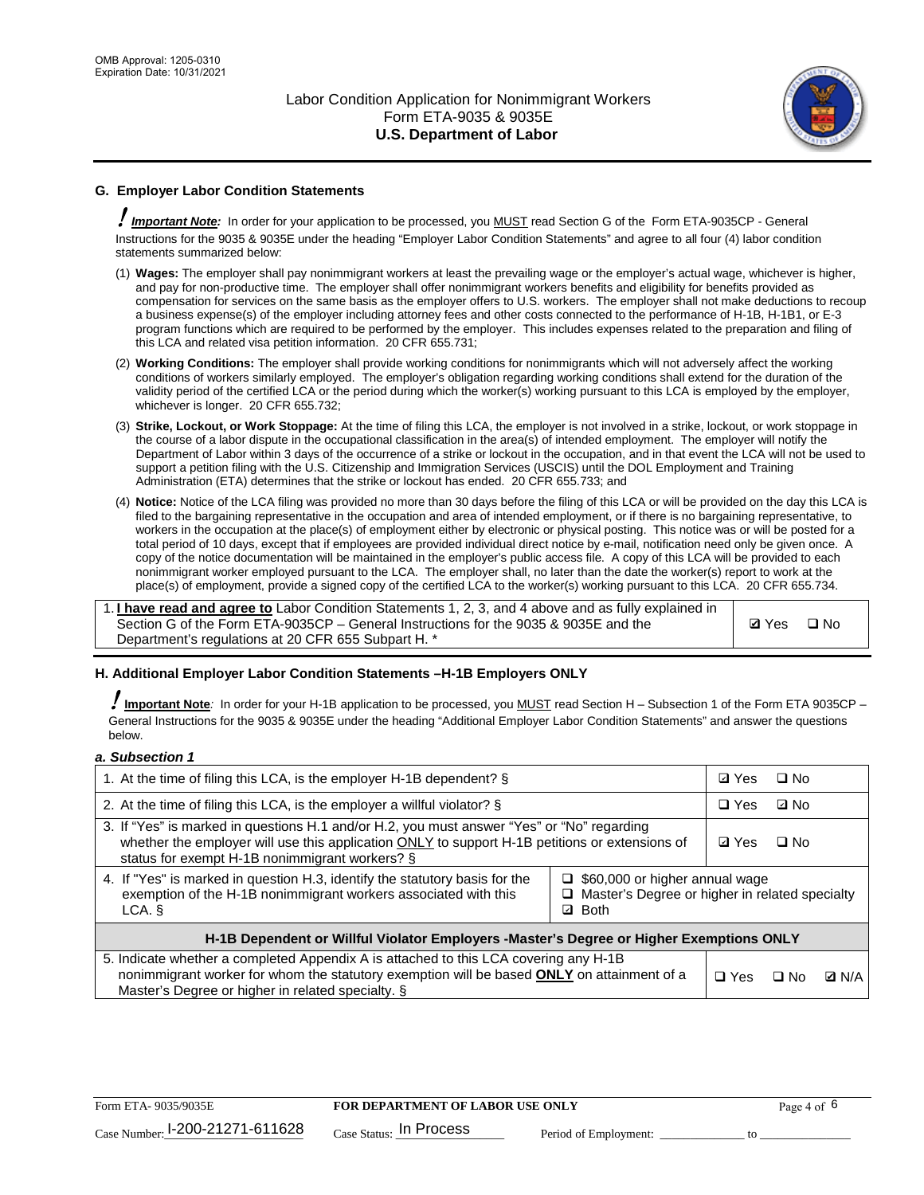## G. Employer Labor Condition Statements

***Important Note:*** In order for your application to be processed, you MUST read Section G of the Form ETA-9035CP - General Instructions for the 9035 & 9035E under the heading "Employer Labor Condition Statements" and agree to all four (4) labor condition statements summarized below:

(1) **Wages:** The employer shall pay nonimmigrant workers at least the prevailing wage or the employer's actual wage, whichever is higher, and pay for non-productive time. The employer shall offer nonimmigrant workers benefits and eligibility for benefits provided as compensation for services on the same basis as the employer offers to U.S. workers. The employer shall not make deductions to recoup a business expense(s) of the employer including attorney fees and other costs connected to the performance of H-1B, H-1B1, or E-3 program functions which are required to be performed by the employer. This includes expenses related to the preparation and filing of this LCA and related visa petition information. 20 CFR 655.731;

(2) **Working Conditions:** The employer shall provide working conditions for nonimmigrants which will not adversely affect the working conditions of workers similarly employed. The employer's obligation regarding working conditions shall extend for the duration of the validity period of the certified LCA or the period during which the worker(s) working pursuant to this LCA is employed by the employer, whichever is longer. 20 CFR 655.732;

(3) **Strike, Lockout, or Work Stoppage:** At the time of filing this LCA, the employer is not involved in a strike, lockout, or work stoppage in the course of a labor dispute in the occupational classification in the area(s) of intended employment. The employer will notify the Department of Labor within 3 days of the occurrence of a strike or lockout in the occupation, and in that event the LCA will not be used to support a petition filing with the U.S. Citizenship and Immigration Services (USCIS) until the DOL Employment and Training Administration (ETA) determines that the strike or lockout has ended. 20 CFR 655.733; and

(4) **Notice:** Notice of the LCA filing was provided no more than 30 days before the filing of this LCA or will be provided on the day this LCA is filed to the bargaining representative in the occupation and area of intended employment, or if there is no bargaining representative, to workers in the occupation at the place(s) of employment either by electronic or physical posting. This notice was or will be posted for a total period of 10 days, except that if employees are provided individual direct notice by e-mail, notification need only be given once. A copy of the notice documentation will be maintained in the employer's public access file. A copy of this LCA will be provided to each nonimmigrant worker employed pursuant to the LCA. The employer shall, no later than the date the worker(s) report to work at the place(s) of employment, provide a signed copy of the certified LCA to the worker(s) working pursuant to this LCA. 20 CFR 655.734.

| | |
|---|---|
| 1. **I have read and agree to** Labor Condition Statements 1, 2, 3, and 4 above and as fully explained in Section G of the Form ETA-9035CP – General Instructions for the 9035 & 9035E and the Department's regulations at 20 CFR 655 Subpart H. * | ☑ Yes ☐ No |

## H. Additional Employer Labor Condition Statements –H-1B Employers ONLY

***Important Note:*** In order for your H-1B application to be processed, you MUST read Section H – Subsection 1 of the Form ETA 9035CP – General Instructions for the 9035 & 9035E under the heading "Additional Employer Labor Condition Statements" and answer the questions below.

*a. Subsection 1*

| | | |
|---|---|---|
| 1. At the time of filing this LCA, is the employer H-1B dependent? § | | ☑ Yes ☐ No |
| 2. At the time of filing this LCA, is the employer a willful violator? § | | ☐ Yes ☑ No |
| 3. If "Yes" is marked in questions H.1 and/or H.2, you must answer "Yes" or "No" regarding whether the employer will use this application ONLY to support H-1B petitions or extensions of status for exempt H-1B nonimmigrant workers? § | | ☑ Yes ☐ No |
| 4. If "Yes" is marked in question H.3, identify the statutory basis for the exemption of the H-1B nonimmigrant workers associated with this LCA. § | ☐ $60,000 or higher annual wage<br>☐ Master's Degree or higher in related specialty<br>☑ Both | |
| **H-1B Dependent or Willful Violator Employers -Master's Degree or Higher Exemptions ONLY** | | |
| 5. Indicate whether a completed Appendix A is attached to this LCA covering any H-1B nonimmigrant worker for whom the statutory exemption will be based **ONLY** on attainment of a Master's Degree or higher in related specialty. § | | ☐ Yes ☐ No ☑ N/A |

Form ETA- 9035/9035E | **FOR DEPARTMENT OF LABOR USE ONLY**

Case Number: I-200-21271-611628 Case Status: In Process Period of Employment: _____________ to _____________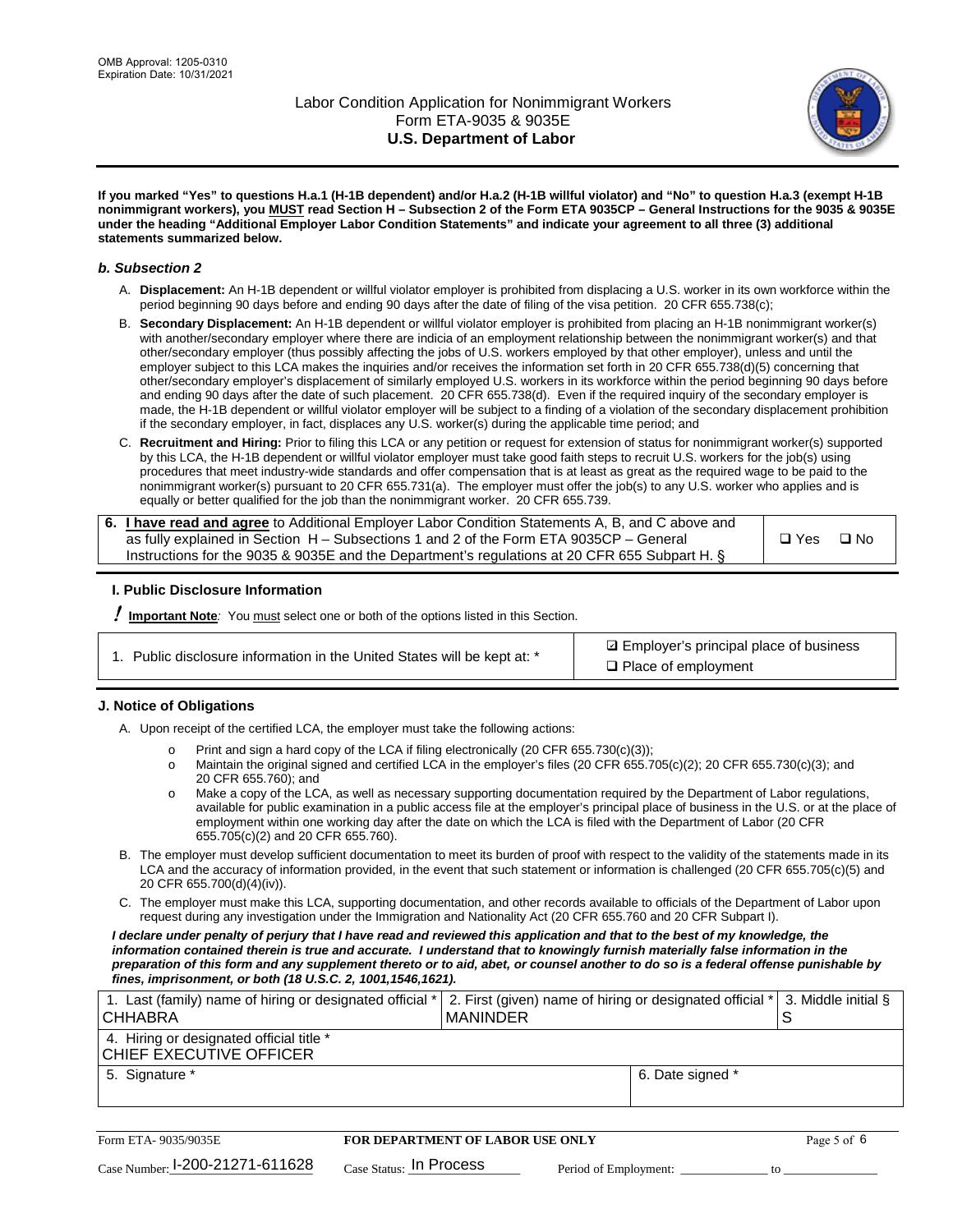**If you marked "Yes" to questions H.a.1 (H-1B dependent) and/or H.a.2 (H-1B willful violator) and "No" to question H.a.3 (exempt H-1B nonimmigrant workers), you MUST read Section H – Subsection 2 of the Form ETA 9035CP – General Instructions for the 9035 & 9035E under the heading "Additional Employer Labor Condition Statements" and indicate your agreement to all three (3) additional statements summarized below.**

### *b. Subsection 2*

A. **Displacement:** An H-1B dependent or willful violator employer is prohibited from displacing a U.S. worker in its own workforce within the period beginning 90 days before and ending 90 days after the date of filing of the visa petition. 20 CFR 655.738(c);

B. **Secondary Displacement:** An H-1B dependent or willful violator employer is prohibited from placing an H-1B nonimmigrant worker(s) with another/secondary employer where there are indicia of an employment relationship between the nonimmigrant worker(s) and that other/secondary employer (thus possibly affecting the jobs of U.S. workers employed by that other employer), unless and until the employer subject to this LCA makes the inquiries and/or receives the information set forth in 20 CFR 655.738(d)(5) concerning that other/secondary employer's displacement of similarly employed U.S. workers in its workforce within the period beginning 90 days before and ending 90 days after the date of such placement. 20 CFR 655.738(d). Even if the required inquiry of the secondary employer is made, the H-1B dependent or willful violator employer will be subject to a finding of a violation of the secondary displacement prohibition if the secondary employer, in fact, displaces any U.S. worker(s) during the applicable time period; and

C. **Recruitment and Hiring:** Prior to filing this LCA or any petition or request for extension of status for nonimmigrant worker(s) supported by this LCA, the H-1B dependent or willful violator employer must take good faith steps to recruit U.S. workers for the job(s) using procedures that meet industry-wide standards and offer compensation that is at least as great as the required wage to be paid to the nonimmigrant worker(s) pursuant to 20 CFR 655.731(a). The employer must offer the job(s) to any U.S. worker who applies and is equally or better qualified for the job than the nonimmigrant worker. 20 CFR 655.739.

| 6. **I have read and agree** to Additional Employer Labor Condition Statements A, B, and C above and as fully explained in Section H – Subsections 1 and 2 of the Form ETA 9035CP – General Instructions for the 9035 & 9035E and the Department's regulations at 20 CFR 655 Subpart H. § | ☐ Yes ☐ No |
|---|---|

### I. Public Disclosure Information

**! Important Note***:* You must select one or both of the options listed in this Section.

| 1. Public disclosure information in the United States will be kept at: * | ☑ Employer's principal place of business<br>☐ Place of employment |
|---|---|

### J. Notice of Obligations

A. Upon receipt of the certified LCA, the employer must take the following actions:

- o Print and sign a hard copy of the LCA if filing electronically (20 CFR 655.730(c)(3));
- o Maintain the original signed and certified LCA in the employer's files (20 CFR 655.705(c)(2); 20 CFR 655.730(c)(3); and 20 CFR 655.760); and
- o Make a copy of the LCA, as well as necessary supporting documentation required by the Department of Labor regulations, available for public examination in a public access file at the employer's principal place of business in the U.S. or at the place of employment within one working day after the date on which the LCA is filed with the Department of Labor (20 CFR 655.705(c)(2) and 20 CFR 655.760).

B. The employer must develop sufficient documentation to meet its burden of proof with respect to the validity of the statements made in its LCA and the accuracy of information provided, in the event that such statement or information is challenged (20 CFR 655.705(c)(5) and 20 CFR 655.700(d)(4)(iv)).

C. The employer must make this LCA, supporting documentation, and other records available to officials of the Department of Labor upon request during any investigation under the Immigration and Nationality Act (20 CFR 655.760 and 20 CFR Subpart I).

***I declare under penalty of perjury that I have read and reviewed this application and that to the best of my knowledge, the information contained therein is true and accurate. I understand that to knowingly furnish materially false information in the preparation of this form and any supplement thereto or to aid, abet, or counsel another to do so is a federal offense punishable by fines, imprisonment, or both (18 U.S.C. 2, 1001,1546,1621).***

| 1. Last (family) name of hiring or designated official * CHHABRA | 2. First (given) name of hiring or designated official * MANINDER | 3. Middle initial § S |
|---|---|---|
| 4. Hiring or designated official title * CHIEF EXECUTIVE OFFICER | | |
| 5. Signature * | 6. Date signed * | |

| Form ETA- 9035/9035E | FOR DEPARTMENT OF LABOR USE ONLY | |
|---|---|---|
| Case Number: I-200-21271-611628 | Case Status: In Process | Period of Employment: _____________ to _____________ |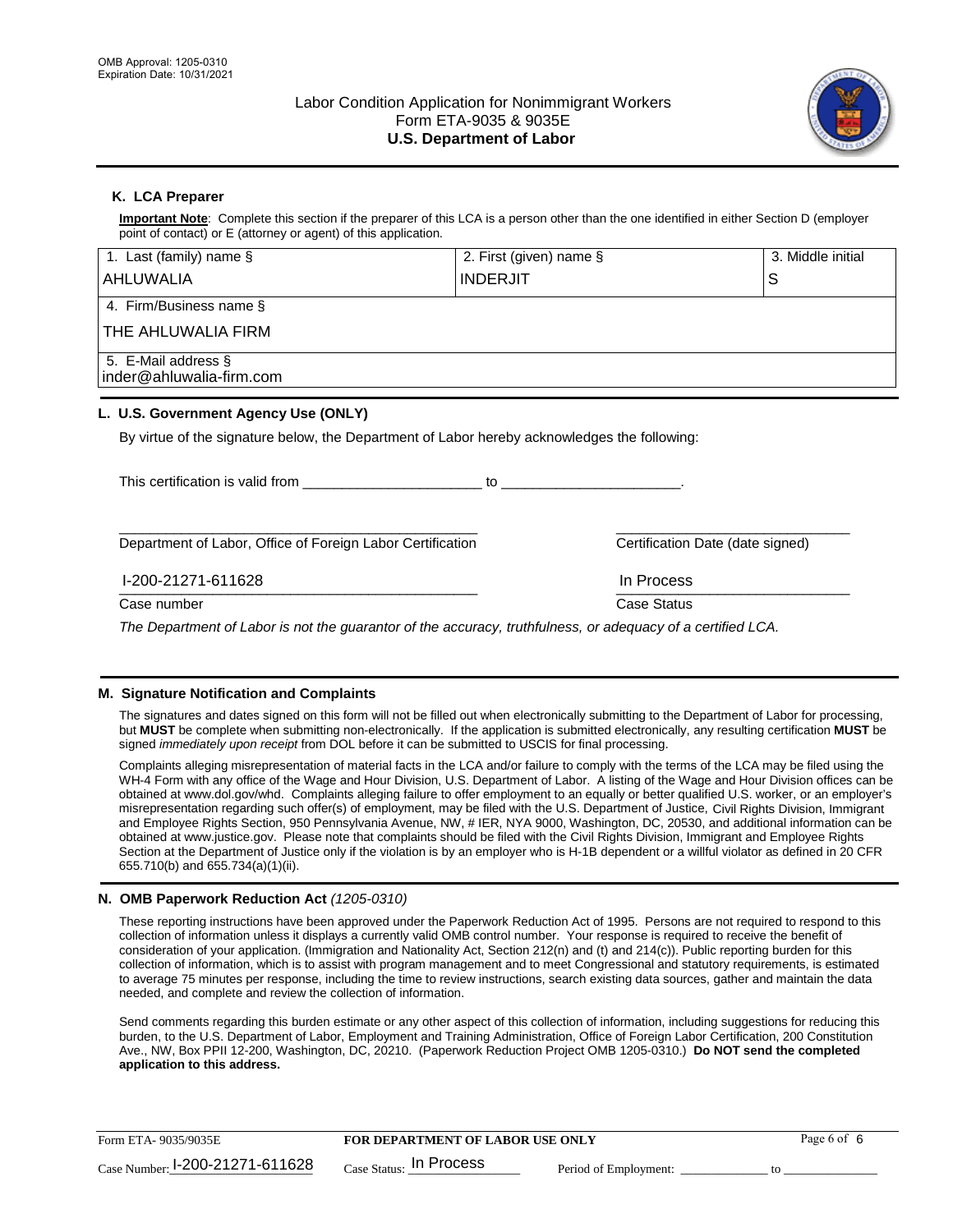OMB Approval: 1205-0310
Expiration Date: 10/31/2021

# Labor Condition Application for Nonimmigrant Workers
## Form ETA-9035 & 9035E
## U.S. Department of Labor

### K. LCA Preparer

**Important Note**: Complete this section if the preparer of this LCA is a person other than the one identified in either Section D (employer point of contact) or E (attorney or agent) of this application.

| 1. Last (family) name § | 2. First (given) name § | 3. Middle initial |
|---|---|---|
| AHLUWALIA | INDERJIT | S |
| 4. Firm/Business name § | | |
| THE AHLUWALIA FIRM | | |
| 5. E-Mail address § | | |
| inder@ahluwalia-firm.com | | |

### L. U.S. Government Agency Use (ONLY)

By virtue of the signature below, the Department of Labor hereby acknowledges the following:

This certification is valid from ______________________ to ______________________.

______________________________________________ ______________________________
Department of Labor, Office of Foreign Labor Certification    Certification Date (date signed)

I-200-21271-611628    In Process
Case number    Case Status

*The Department of Labor is not the guarantor of the accuracy, truthfulness, or adequacy of a certified LCA.*

### M. Signature Notification and Complaints

The signatures and dates signed on this form will not be filled out when electronically submitting to the Department of Labor for processing, but **MUST** be complete when submitting non-electronically. If the application is submitted electronically, any resulting certification **MUST** be signed *immediately upon receipt* from DOL before it can be submitted to USCIS for final processing.

Complaints alleging misrepresentation of material facts in the LCA and/or failure to comply with the terms of the LCA may be filed using the WH-4 Form with any office of the Wage and Hour Division, U.S. Department of Labor. A listing of the Wage and Hour Division offices can be obtained at www.dol.gov/whd. Complaints alleging failure to offer employment to an equally or better qualified U.S. worker, or an employer's misrepresentation regarding such offer(s) of employment, may be filed with the U.S. Department of Justice, Civil Rights Division, Immigrant and Employee Rights Section, 950 Pennsylvania Avenue, NW, # IER, NYA 9000, Washington, DC, 20530, and additional information can be obtained at www.justice.gov. Please note that complaints should be filed with the Civil Rights Division, Immigrant and Employee Rights Section at the Department of Justice only if the violation is by an employer who is H-1B dependent or a willful violator as defined in 20 CFR 655.710(b) and 655.734(a)(1)(ii).

### N. OMB Paperwork Reduction Act *(1205-0310)*

These reporting instructions have been approved under the Paperwork Reduction Act of 1995. Persons are not required to respond to this collection of information unless it displays a currently valid OMB control number. Your response is required to receive the benefit of consideration of your application. (Immigration and Nationality Act, Section 212(n) and (t) and 214(c)). Public reporting burden for this collection of information, which is to assist with program management and to meet Congressional and statutory requirements, is estimated to average 75 minutes per response, including the time to review instructions, search existing data sources, gather and maintain the data needed, and complete and review the collection of information.

Send comments regarding this burden estimate or any other aspect of this collection of information, including suggestions for reducing this burden, to the U.S. Department of Labor, Employment and Training Administration, Office of Foreign Labor Certification, 200 Constitution Ave., NW, Box PPII 12-200, Washington, DC, 20210. (Paperwork Reduction Project OMB 1205-0310.) **Do NOT send the completed application to this address.**